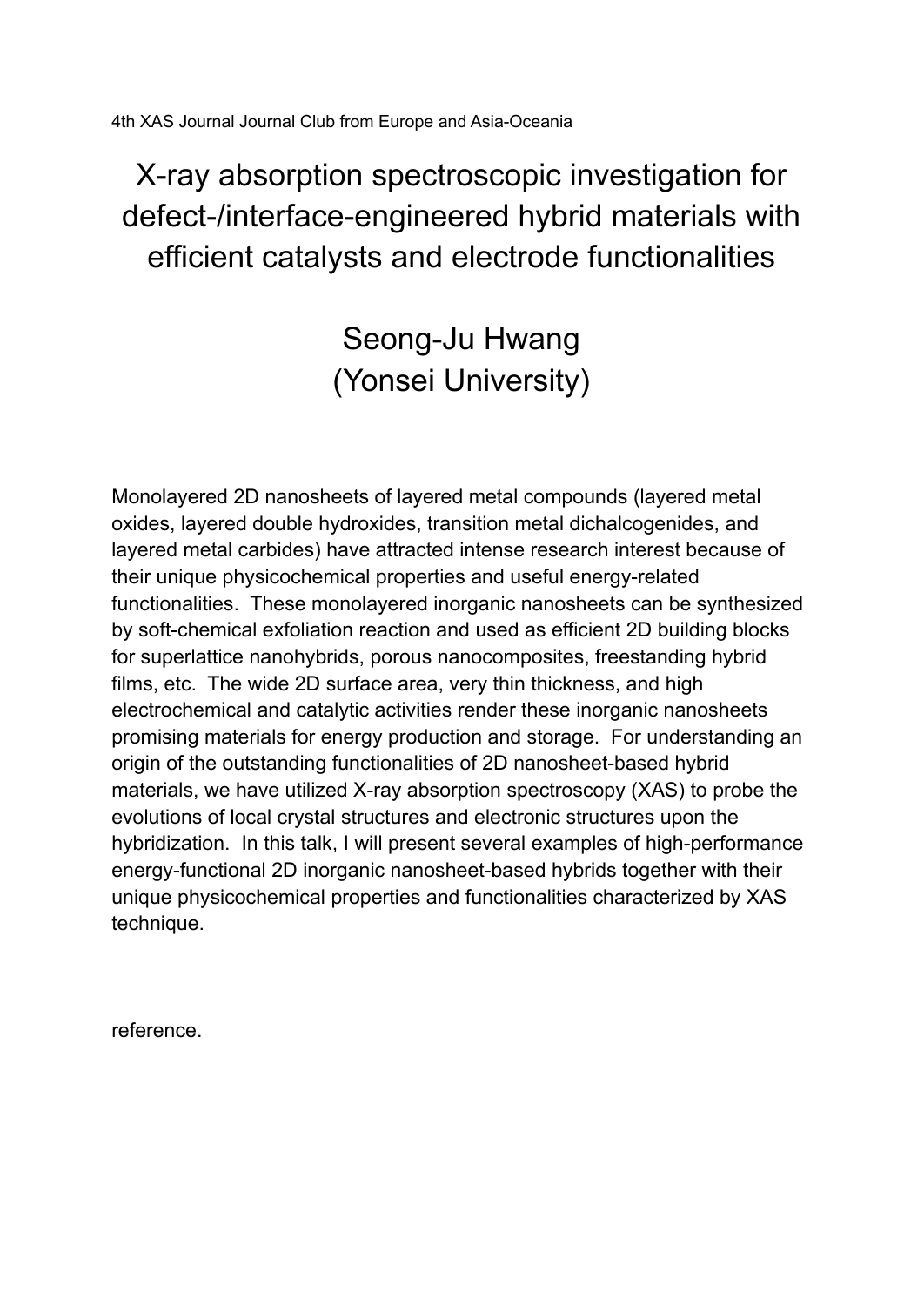4th XAS Journal Journal Club from Europe and Asia-Oceania

# X-ray absorption spectroscopic investigation for defect-/interface-engineered hybrid materials with efficient catalysts and electrode functionalities

## Seong-Ju Hwang
## (Yonsei University)

Monolayered 2D nanosheets of layered metal compounds (layered metal oxides, layered double hydroxides, transition metal dichalcogenides, and layered metal carbides) have attracted intense research interest because of their unique physicochemical properties and useful energy-related functionalities. These monolayered inorganic nanosheets can be synthesized by soft-chemical exfoliation reaction and used as efficient 2D building blocks for superlattice nanohybrids, porous nanocomposites, freestanding hybrid films, etc. The wide 2D surface area, very thin thickness, and high electrochemical and catalytic activities render these inorganic nanosheets promising materials for energy production and storage. For understanding an origin of the outstanding functionalities of 2D nanosheet-based hybrid materials, we have utilized X-ray absorption spectroscopy (XAS) to probe the evolutions of local crystal structures and electronic structures upon the hybridization. In this talk, I will present several examples of high-performance energy-functional 2D inorganic nanosheet-based hybrids together with their unique physicochemical properties and functionalities characterized by XAS technique.

reference.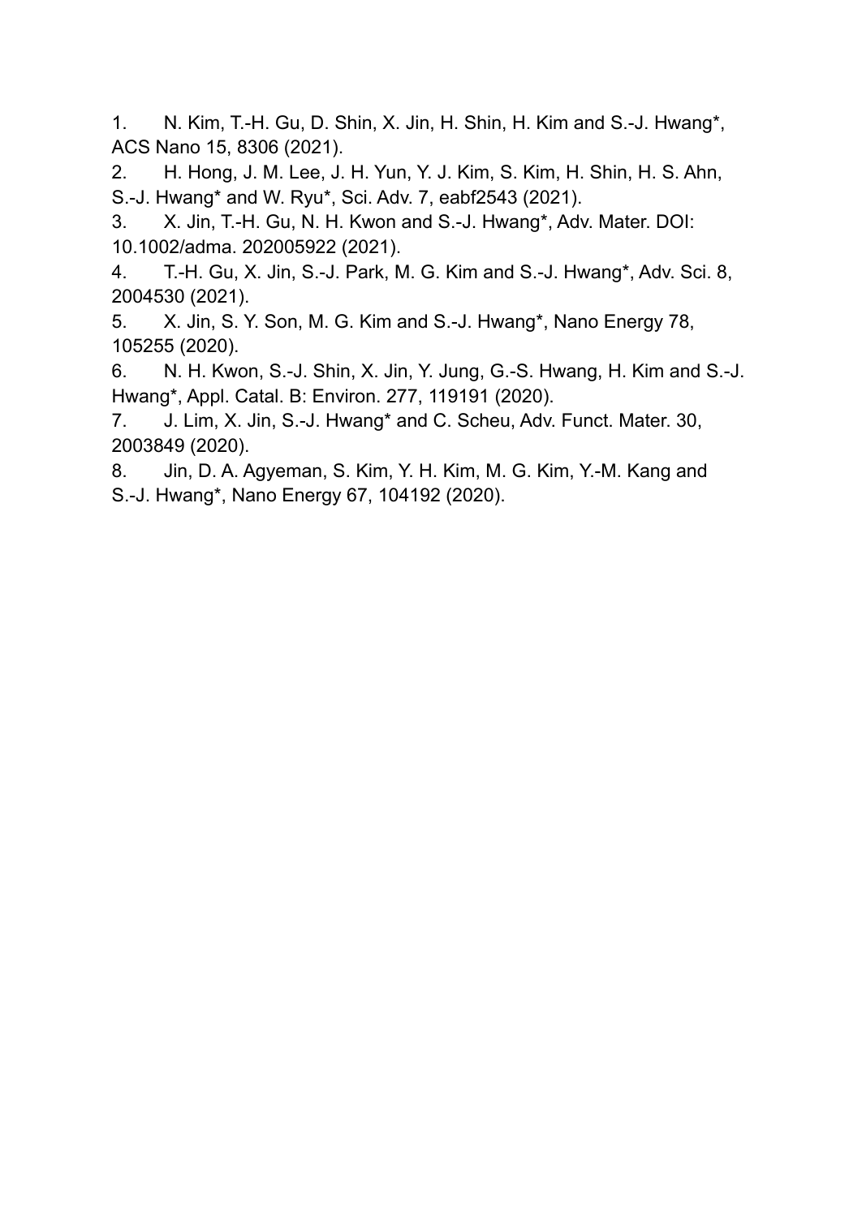1. N. Kim, T.-H. Gu, D. Shin, X. Jin, H. Shin, H. Kim and S.-J. Hwang*, ACS Nano 15, 8306 (2021).
2. H. Hong, J. M. Lee, J. H. Yun, Y. J. Kim, S. Kim, H. Shin, H. S. Ahn, S.-J. Hwang* and W. Ryu*, Sci. Adv. 7, eabf2543 (2021).
3. X. Jin, T.-H. Gu, N. H. Kwon and S.-J. Hwang*, Adv. Mater. DOI: 10.1002/adma. 202005922 (2021).
4. T.-H. Gu, X. Jin, S.-J. Park, M. G. Kim and S.-J. Hwang*, Adv. Sci. 8, 2004530 (2021).
5. X. Jin, S. Y. Son, M. G. Kim and S.-J. Hwang*, Nano Energy 78, 105255 (2020).
6. N. H. Kwon, S.-J. Shin, X. Jin, Y. Jung, G.-S. Hwang, H. Kim and S.-J. Hwang*, Appl. Catal. B: Environ. 277, 119191 (2020).
7. J. Lim, X. Jin, S.-J. Hwang* and C. Scheu, Adv. Funct. Mater. 30, 2003849 (2020).
8. Jin, D. A. Agyeman, S. Kim, Y. H. Kim, M. G. Kim, Y.-M. Kang and S.-J. Hwang*, Nano Energy 67, 104192 (2020).